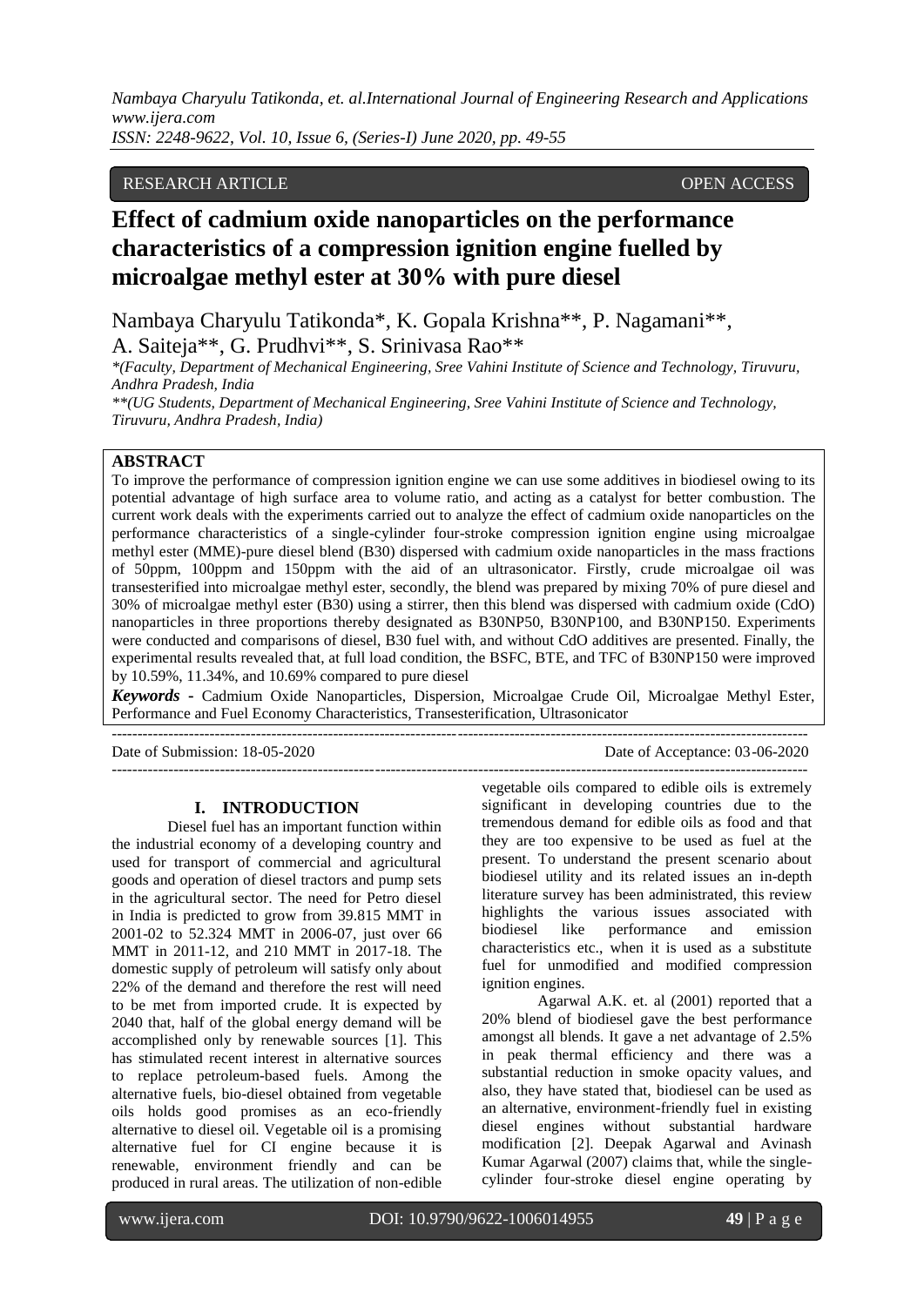RESEARCH ARTICLE OPEN ACCESS

# Effect of cadmium oxide nanoparticles on the performance characteristics of a compression ignition engine fuelled by microalgae methyl ester at 30% with pure diesel

Nambaya Charyulu Tatikonda*, K. Gopala Krishna**, P. Nagamani**, A. Saiteja**, G. Prudhvi**, S. Srinivasa Rao**

*(Faculty, Department of Mechanical Engineering, Sree Vahini Institute of Science and Technology, Tiruvuru, Andhra Pradesh, India

**(UG Students, Department of Mechanical Engineering, Sree Vahini Institute of Science and Technology, Tiruvuru, Andhra Pradesh, India)

## ABSTRACT

To improve the performance of compression ignition engine we can use some additives in biodiesel owing to its potential advantage of high surface area to volume ratio, and acting as a catalyst for better combustion. The current work deals with the experiments carried out to analyze the effect of cadmium oxide nanoparticles on the performance characteristics of a single-cylinder four-stroke compression ignition engine using microalgae methyl ester (MME)-pure diesel blend (B30) dispersed with cadmium oxide nanoparticles in the mass fractions of 50ppm, 100ppm and 150ppm with the aid of an ultrasonicator. Firstly, crude microalgae oil was transesterified into microalgae methyl ester, secondly, the blend was prepared by mixing 70% of pure diesel and 30% of microalgae methyl ester (B30) using a stirrer, then this blend was dispersed with cadmium oxide (CdO) nanoparticles in three proportions thereby designated as B30NP50, B30NP100, and B30NP150. Experiments were conducted and comparisons of diesel, B30 fuel with, and without CdO additives are presented. Finally, the experimental results revealed that, at full load condition, the BSFC, BTE, and TFC of B30NP150 were improved by 10.59%, 11.34%, and 10.69% compared to pure diesel

***Keywords*** **-** Cadmium Oxide Nanoparticles, Dispersion, Microalgae Crude Oil, Microalgae Methyl Ester, Performance and Fuel Economy Characteristics, Transesterification, Ultrasonicator

Date of Submission: 18-05-2020 Date of Acceptance: 03-06-2020

## I. INTRODUCTION

Diesel fuel has an important function within the industrial economy of a developing country and used for transport of commercial and agricultural goods and operation of diesel tractors and pump sets in the agricultural sector. The need for Petro diesel in India is predicted to grow from 39.815 MMT in 2001-02 to 52.324 MMT in 2006-07, just over 66 MMT in 2011-12, and 210 MMT in 2017-18. The domestic supply of petroleum will satisfy only about 22% of the demand and therefore the rest will need to be met from imported crude. It is expected by 2040 that, half of the global energy demand will be accomplished only by renewable sources [1]. This has stimulated recent interest in alternative sources to replace petroleum-based fuels. Among the alternative fuels, bio-diesel obtained from vegetable oils holds good promises as an eco-friendly alternative to diesel oil. Vegetable oil is a promising alternative fuel for CI engine because it is renewable, environment friendly and can be produced in rural areas. The utilization of non-edible vegetable oils compared to edible oils is extremely significant in developing countries due to the tremendous demand for edible oils as food and that they are too expensive to be used as fuel at the present. To understand the present scenario about biodiesel utility and its related issues an in-depth literature survey has been administrated, this review highlights the various issues associated with biodiesel like performance and emission characteristics etc., when it is used as a substitute fuel for unmodified and modified compression ignition engines.

Agarwal A.K. et. al (2001) reported that a 20% blend of biodiesel gave the best performance amongst all blends. It gave a net advantage of 2.5% in peak thermal efficiency and there was a substantial reduction in smoke opacity values, and also, they have stated that, biodiesel can be used as an alternative, environment-friendly fuel in existing diesel engines without substantial hardware modification [2]. Deepak Agarwal and Avinash Kumar Agarwal (2007) claims that, while the single-cylinder four-stroke diesel engine operating by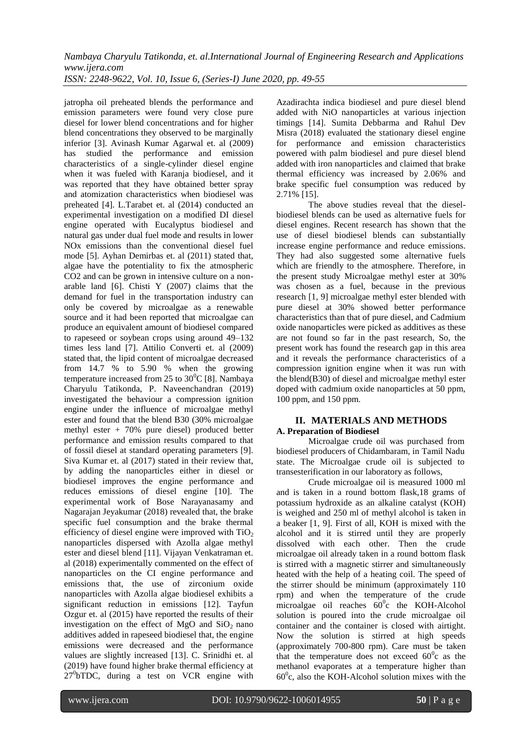jatropha oil preheated blends the performance and emission parameters were found very close pure diesel for lower blend concentrations and for higher blend concentrations they observed to be marginally inferior [3]. Avinash Kumar Agarwal et. al (2009) has studied the performance and emission characteristics of a single-cylinder diesel engine when it was fueled with Karanja biodiesel, and it was reported that they have obtained better spray and atomization characteristics when biodiesel was preheated [4]. L.Tarabet et. al (2014) conducted an experimental investigation on a modified DI diesel engine operated with Eucalyptus biodiesel and natural gas under dual fuel mode and results in lower NOx emissions than the conventional diesel fuel mode [5]. Ayhan Demirbas et. al (2011) stated that, algae have the potentiality to fix the atmospheric CO2 and can be grown in intensive culture on a non-arable land [6]. Chisti Y (2007) claims that the demand for fuel in the transportation industry can only be covered by microalgae as a renewable source and it had been reported that microalgae can produce an equivalent amount of biodiesel compared to rapeseed or soybean crops using around 49–132 times less land [7]. Attilio Converti et. al (2009) stated that, the lipid content of microalgae decreased from 14.7 % to 5.90 % when the growing temperature increased from 25 to 30$^0$C [8]. Nambaya Charyulu Tatikonda, P. Naveenchandran (2019) investigated the behaviour a compression ignition engine under the influence of microalgae methyl ester and found that the blend B30 (30% microalgae methyl ester + 70% pure diesel) produced better performance and emission results compared to that of fossil diesel at standard operating parameters [9]. Siva Kumar et. al (2017) stated in their review that, by adding the nanoparticles either in diesel or biodiesel improves the engine performance and reduces emissions of diesel engine [10]. The experimental work of Bose Narayanasamy and Nagarajan Jeyakumar (2018) revealed that, the brake specific fuel consumption and the brake thermal efficiency of diesel engine were improved with $TiO_2$ nanoparticles dispersed with Azolla algae methyl ester and diesel blend [11]. Vijayan Venkatraman et. al (2018) experimentally commented on the effect of nanoparticles on the CI engine performance and emissions that, the use of zirconium oxide nanoparticles with Azolla algae biodiesel exhibits a significant reduction in emissions [12]. Tayfun Ozgur et. al (2015) have reported the results of their investigation on the effect of MgO and $SiO_2$ nano additives added in rapeseed biodiesel that, the engine emissions were decreased and the performance values are slightly increased [13]. C. Srinidhi et. al (2019) have found higher brake thermal efficiency at 27$^0$bTDC, during a test on VCR engine with Azadirachta indica biodiesel and pure diesel blend added with NiO nanoparticles at various injection timings [14]. Sumita Debbarma and Rahul Dev Misra (2018) evaluated the stationary diesel engine for performance and emission characteristics powered with palm biodiesel and pure diesel blend added with iron nanoparticles and claimed that brake thermal efficiency was increased by 2.06% and brake specific fuel consumption was reduced by 2.71% [15].

The above studies reveal that the diesel-biodiesel blends can be used as alternative fuels for diesel engines. Recent research has shown that the use of diesel biodiesel blends can substantially increase engine performance and reduce emissions. They had also suggested some alternative fuels which are friendly to the atmosphere. Therefore, in the present study Microalgae methyl ester at 30% was chosen as a fuel, because in the previous research [1, 9] microalgae methyl ester blended with pure diesel at 30% showed better performance characteristics than that of pure diesel, and Cadmium oxide nanoparticles were picked as additives as these are not found so far in the past research, So, the present work has found the research gap in this area and it reveals the performance characteristics of a compression ignition engine when it was run with the blend(B30) of diesel and microalgae methyl ester doped with cadmium oxide nanoparticles at 50 ppm, 100 ppm, and 150 ppm.

## II. MATERIALS AND METHODS

### A. Preparation of Biodiesel

Microalgae crude oil was purchased from biodiesel producers of Chidambaram, in Tamil Nadu state. The Microalgae crude oil is subjected to transesterification in our laboratory as follows,

Crude microalgae oil is measured 1000 ml and is taken in a round bottom flask,18 grams of potassium hydroxide as an alkaline catalyst (KOH) is weighed and 250 ml of methyl alcohol is taken in a beaker [1, 9]. First of all, KOH is mixed with the alcohol and it is stirred until they are properly dissolved with each other. Then the crude microalgae oil already taken in a round bottom flask is stirred with a magnetic stirrer and simultaneously heated with the help of a heating coil. The speed of the stirrer should be minimum (approximately 110 rpm) and when the temperature of the crude microalgae oil reaches 60$^0$c the KOH-Alcohol solution is poured into the crude microalgae oil container and the container is closed with airtight. Now the solution is stirred at high speeds (approximately 700-800 rpm). Care must be taken that the temperature does not exceed 60$^0$c as the methanol evaporates at a temperature higher than 60$^0$c, also the KOH-Alcohol solution mixes with the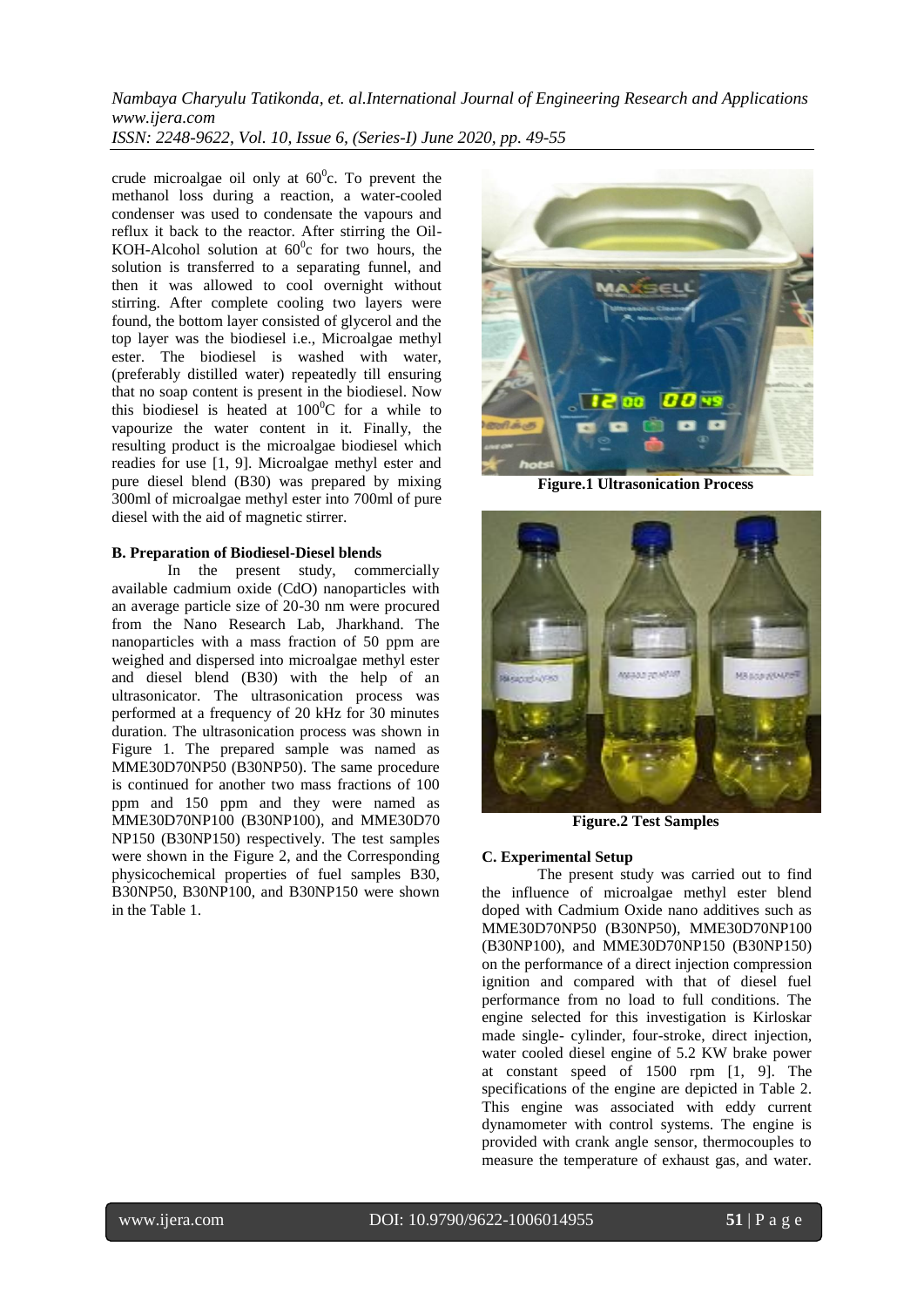crude microalgae oil only at $60^0$c. To prevent the methanol loss during a reaction, a water-cooled condenser was used to condensate the vapours and reflux it back to the reactor. After stirring the Oil-KOH-Alcohol solution at $60^0$c for two hours, the solution is transferred to a separating funnel, and then it was allowed to cool overnight without stirring. After complete cooling two layers were found, the bottom layer consisted of glycerol and the top layer was the biodiesel i.e., Microalgae methyl ester. The biodiesel is washed with water, (preferably distilled water) repeatedly till ensuring that no soap content is present in the biodiesel. Now this biodiesel is heated at $100^0$C for a while to vapourize the water content in it. Finally, the resulting product is the microalgae biodiesel which readies for use [1, 9]. Microalgae methyl ester and pure diesel blend (B30) was prepared by mixing 300ml of microalgae methyl ester into 700ml of pure diesel with the aid of magnetic stirrer.

**B. Preparation of Biodiesel-Diesel blends**

In the present study, commercially available cadmium oxide (CdO) nanoparticles with an average particle size of 20-30 nm were procured from the Nano Research Lab, Jharkhand. The nanoparticles with a mass fraction of 50 ppm are weighed and dispersed into microalgae methyl ester and diesel blend (B30) with the help of an ultrasonicator. The ultrasonication process was performed at a frequency of 20 kHz for 30 minutes duration. The ultrasonication process was shown in Figure 1. The prepared sample was named as MME30D70NP50 (B30NP50). The same procedure is continued for another two mass fractions of 100 ppm and 150 ppm and they were named as MME30D70NP100 (B30NP100), and MME30D70 NP150 (B30NP150) respectively. The test samples were shown in the Figure 2, and the Corresponding physicochemical properties of fuel samples B30, B30NP50, B30NP100, and B30NP150 were shown in the Table 1.

**Figure.1 Ultrasonication Process**

**Figure.2 Test Samples**

**C. Experimental Setup**

The present study was carried out to find the influence of microalgae methyl ester blend doped with Cadmium Oxide nano additives such as MME30D70NP50 (B30NP50), MME30D70NP100 (B30NP100), and MME30D70NP150 (B30NP150) on the performance of a direct injection compression ignition and compared with that of diesel fuel performance from no load to full conditions. The engine selected for this investigation is Kirloskar made single- cylinder, four-stroke, direct injection, water cooled diesel engine of 5.2 KW brake power at constant speed of 1500 rpm [1, 9]. The specifications of the engine are depicted in Table 2. This engine was associated with eddy current dynamometer with control systems. The engine is provided with crank angle sensor, thermocouples to measure the temperature of exhaust gas, and water.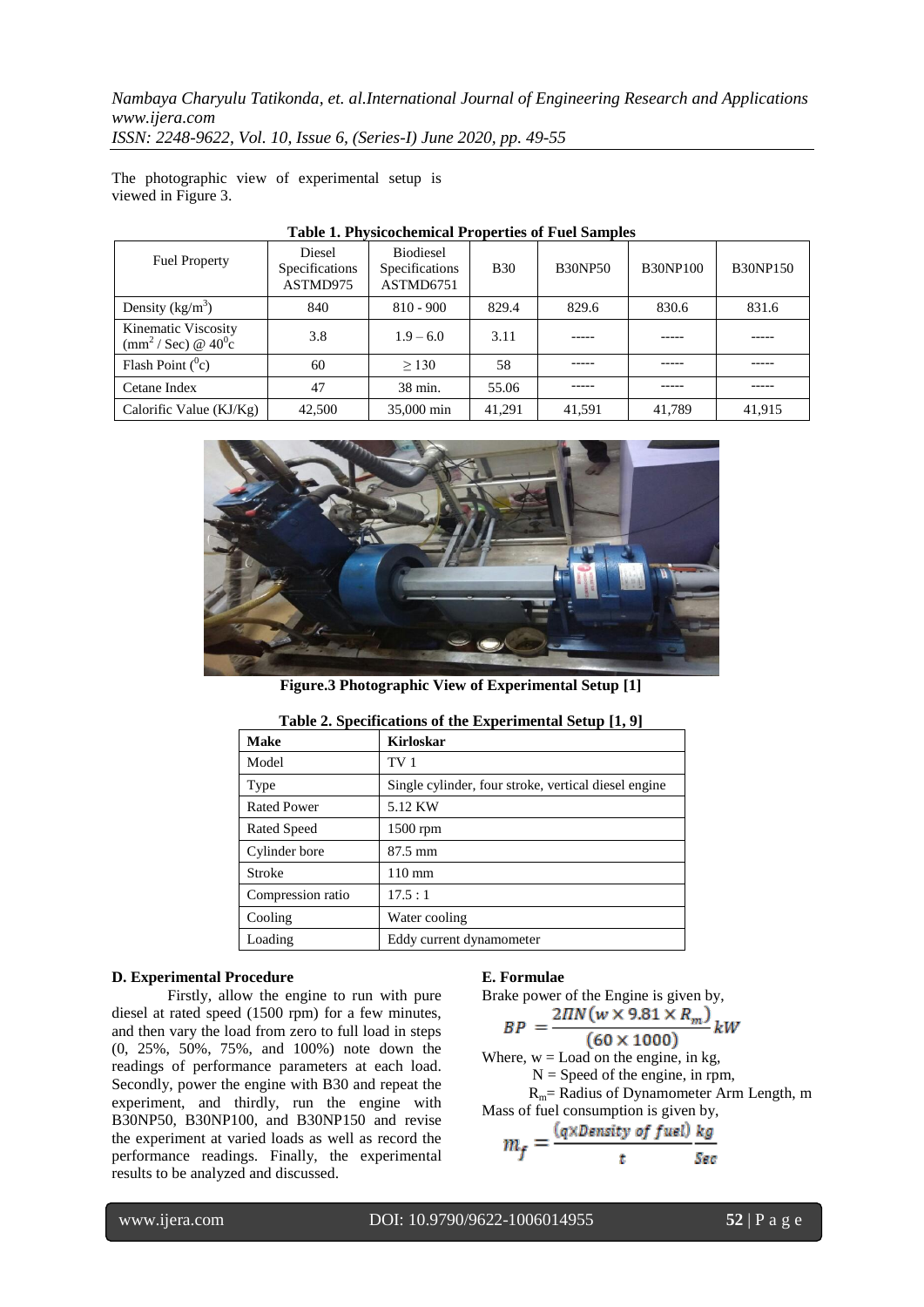The photographic view of experimental setup is viewed in Figure 3.

**Table 1. Physicochemical Properties of Fuel Samples**

| Fuel Property | Diesel Specifications ASTMD975 | Biodiesel Specifications ASTMD6751 | B30 | B30NP50 | B30NP100 | B30NP150 |
|---|---|---|---|---|---|---|
| Density (kg/m$^3$) | 840 | 810 - 900 | 829.4 | 829.6 | 830.6 | 831.6 |
| Kinematic Viscosity (mm$^2$ / Sec) @ 40$^0$c | 3.8 | 1.9 – 6.0 | 3.11 | ----- | ----- | ----- |
| Flash Point ($^0$c) | 60 | $\geq 130$ | 58 | ----- | ----- | ----- |
| Cetane Index | 47 | 38 min. | 55.06 | ----- | ----- | ----- |
| Calorific Value (KJ/Kg) | 42,500 | 35,000 min | 41,291 | 41,591 | 41,789 | 41,915 |

**Figure.3 Photographic View of Experimental Setup [1]**

**Table 2. Specifications of the Experimental Setup [1, 9]**

| **Make** | **Kirloskar** |
|---|---|
| Model | TV 1 |
| Type | Single cylinder, four stroke, vertical diesel engine |
| Rated Power | 5.12 KW |
| Rated Speed | 1500 rpm |
| Cylinder bore | 87.5 mm |
| Stroke | 110 mm |
| Compression ratio | 17.5 : 1 |
| Cooling | Water cooling |
| Loading | Eddy current dynamometer |

**D. Experimental Procedure**

Firstly, allow the engine to run with pure diesel at rated speed (1500 rpm) for a few minutes, and then vary the load from zero to full load in steps (0, 25%, 50%, 75%, and 100%) note down the readings of performance parameters at each load. Secondly, power the engine with B30 and repeat the experiment, and thirdly, run the engine with B30NP50, B30NP100, and B30NP150 and revise the experiment at varied loads as well as record the performance readings. Finally, the experimental results to be analyzed and discussed.

**E. Formulae**

Brake power of the Engine is given by,

$$BP = \frac{2\Pi N(w \times 9.81 \times R_m)}{(60 \times 1000)} kW$$

Where, w = Load on the engine, in kg,

N = Speed of the engine, in rpm,

$R_m$= Radius of Dynamometer Arm Length, m

Mass of fuel consumption is given by,

$$m_f = \frac{(q \times Density\ of\ fuel)}{t} \frac{kg}{Sec}$$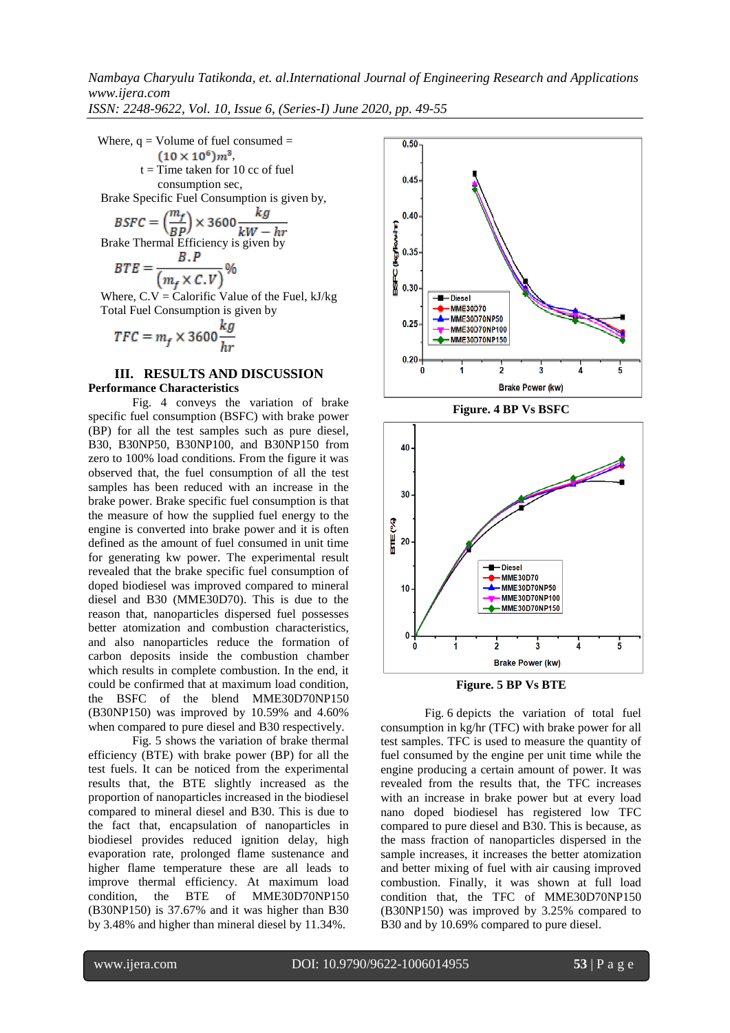Where, q = Volume of fuel consumed = $(10 \times 10^6) m^3$,

t = Time taken for 10 cc of fuel consumption sec,

Brake Specific Fuel Consumption is given by,

$$BSFC = \left(\frac{m_f}{BP}\right) \times 3600 \frac{kg}{kW - hr}$$

Brake Thermal Efficiency is given by

$$BTE = \frac{B.P}{\left(m_f \times C.V\right)} \%$$

Where, C.V = Calorific Value of the Fuel, kJ/kg

Total Fuel Consumption is given by

$$TFC = m_f \times 3600 \frac{kg}{hr}$$

## III. RESULTS AND DISCUSSION

### Performance Characteristics

Fig. 4 conveys the variation of brake specific fuel consumption (BSFC) with brake power (BP) for all the test samples such as pure diesel, B30, B30NP50, B30NP100, and B30NP150 from zero to 100% load conditions. From the figure it was observed that, the fuel consumption of all the test samples has been reduced with an increase in the brake power. Brake specific fuel consumption is that the measure of how the supplied fuel energy to the engine is converted into brake power and it is often defined as the amount of fuel consumed in unit time for generating kw power. The experimental result revealed that the brake specific fuel consumption of doped biodiesel was improved compared to mineral diesel and B30 (MME30D70). This is due to the reason that, nanoparticles dispersed fuel possesses better atomization and combustion characteristics, and also nanoparticles reduce the formation of carbon deposits inside the combustion chamber which results in complete combustion. In the end, it could be confirmed that at maximum load condition, the BSFC of the blend MME30D70NP150 (B30NP150) was improved by 10.59% and 4.60% when compared to pure diesel and B30 respectively.

Figure. 4 BP Vs BSFC

Fig. 5 shows the variation of brake thermal efficiency (BTE) with brake power (BP) for all the test fuels. It can be noticed from the experimental results that, the BTE slightly increased as the proportion of nanoparticles increased in the biodiesel compared to mineral diesel and B30. This is due to the fact that, encapsulation of nanoparticles in biodiesel provides reduced ignition delay, high evaporation rate, prolonged flame sustenance and higher flame temperature these are all leads to improve thermal efficiency. At maximum load condition, the BTE of MME30D70NP150 (B30NP150) is 37.67% and it was higher than B30 by 3.48% and higher than mineral diesel by 11.34%.

Figure. 5 BP Vs BTE

Fig. 6 depicts the variation of total fuel consumption in kg/hr (TFC) with brake power for all test samples. TFC is used to measure the quantity of fuel consumed by the engine per unit time while the engine producing a certain amount of power. It was revealed from the results that, the TFC increases with an increase in brake power but at every load nano doped biodiesel has registered low TFC compared to pure diesel and B30. This is because, as the mass fraction of nanoparticles dispersed in the sample increases, it increases the better atomization and better mixing of fuel with air causing improved combustion. Finally, it was shown at full load condition that, the TFC of MME30D70NP150 (B30NP150) was improved by 3.25% compared to B30 and by 10.69% compared to pure diesel.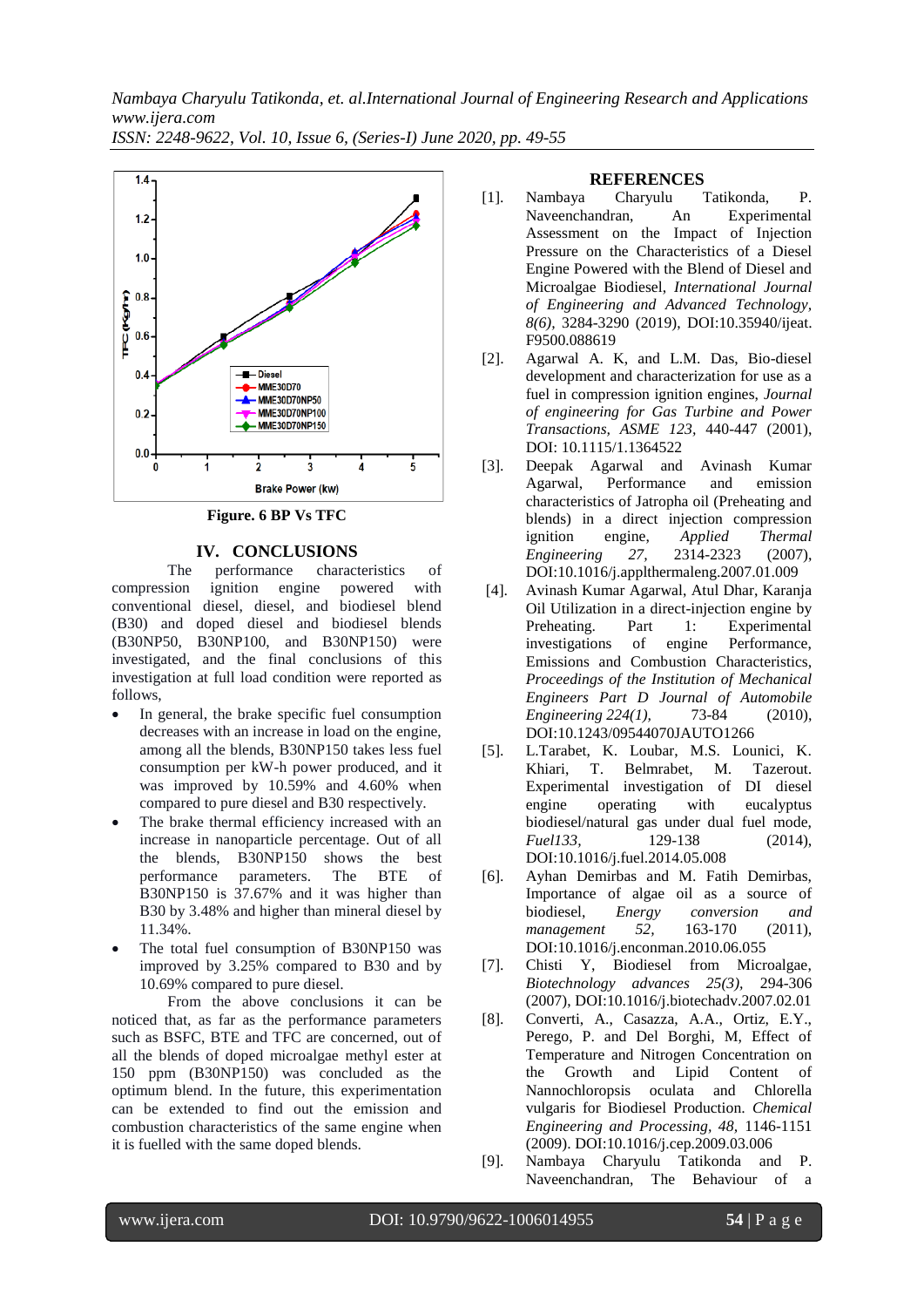Figure. 6 BP Vs TFC

## IV. CONCLUSIONS

The performance characteristics of compression ignition engine powered with conventional diesel, diesel, and biodiesel blend (B30) and doped diesel and biodiesel blends (B30NP50, B30NP100, and B30NP150) were investigated, and the final conclusions of this investigation at full load condition were reported as follows,

- In general, the brake specific fuel consumption decreases with an increase in load on the engine, among all the blends, B30NP150 takes less fuel consumption per kW-h power produced, and it was improved by 10.59% and 4.60% when compared to pure diesel and B30 respectively.
- The brake thermal efficiency increased with an increase in nanoparticle percentage. Out of all the blends, B30NP150 shows the best performance parameters. The BTE of B30NP150 is 37.67% and it was higher than B30 by 3.48% and higher than mineral diesel by 11.34%.
- The total fuel consumption of B30NP150 was improved by 3.25% compared to B30 and by 10.69% compared to pure diesel.

From the above conclusions it can be noticed that, as far as the performance parameters such as BSFC, BTE and TFC are concerned, out of all the blends of doped microalgae methyl ester at 150 ppm (B30NP150) was concluded as the optimum blend. In the future, this experimentation can be extended to find out the emission and combustion characteristics of the same engine when it is fuelled with the same doped blends.

## REFERENCES

[1]. Nambaya Charyulu Tatikonda, P. Naveenchandran, An Experimental Assessment on the Impact of Injection Pressure on the Characteristics of a Diesel Engine Powered with the Blend of Diesel and Microalgae Biodiesel, *International Journal of Engineering and Advanced Technology, 8(6),* 3284-3290 (2019), DOI:10.35940/ijeat.F9500.088619

[2]. Agarwal A. K, and L.M. Das, Bio-diesel development and characterization for use as a fuel in compression ignition engines, *Journal of engineering for Gas Turbine and Power Transactions, ASME 123,* 440-447 (2001), DOI: 10.1115/1.1364522

[3]. Deepak Agarwal and Avinash Kumar Agarwal, Performance and emission characteristics of Jatropha oil (Preheating and blends) in a direct injection compression ignition engine, *Applied Thermal Engineering 27,* 2314-2323 (2007), DOI:10.1016/j.applthermaleng.2007.01.009

[4]. Avinash Kumar Agarwal, Atul Dhar, Karanja Oil Utilization in a direct-injection engine by Preheating. Part 1: Experimental investigations of engine Performance, Emissions and Combustion Characteristics, *Proceedings of the Institution of Mechanical Engineers Part D Journal of Automobile Engineering 224(1),* 73-84 (2010), DOI:10.1243/09544070JAUTO1266

[5]. L.Tarabet, K. Loubar, M.S. Lounici, K. Khiari, T. Belmrabet, M. Tazerout. Experimental investigation of DI diesel engine operating with eucalyptus biodiesel/natural gas under dual fuel mode, *Fuel133,* 129-138 (2014), DOI:10.1016/j.fuel.2014.05.008

[6]. Ayhan Demirbas and M. Fatih Demirbas, Importance of algae oil as a source of biodiesel, *Energy conversion and management 52,* 163-170 (2011), DOI:10.1016/j.enconman.2010.06.055

[7]. Chisti Y, Biodiesel from Microalgae, *Biotechnology advances 25(3),* 294-306 (2007), DOI:10.1016/j.biotechadv.2007.02.01

[8]. Converti, A., Casazza, A.A., Ortiz, E.Y., Perego, P. and Del Borghi, M, Effect of Temperature and Nitrogen Concentration on the Growth and Lipid Content of Nannochloropsis oculata and Chlorella vulgaris for Biodiesel Production. *Chemical Engineering and Processing, 48,* 1146-1151 (2009). DOI:10.1016/j.cep.2009.03.006

[9]. Nambaya Charyulu Tatikonda and P. Naveenchandran, The Behaviour of a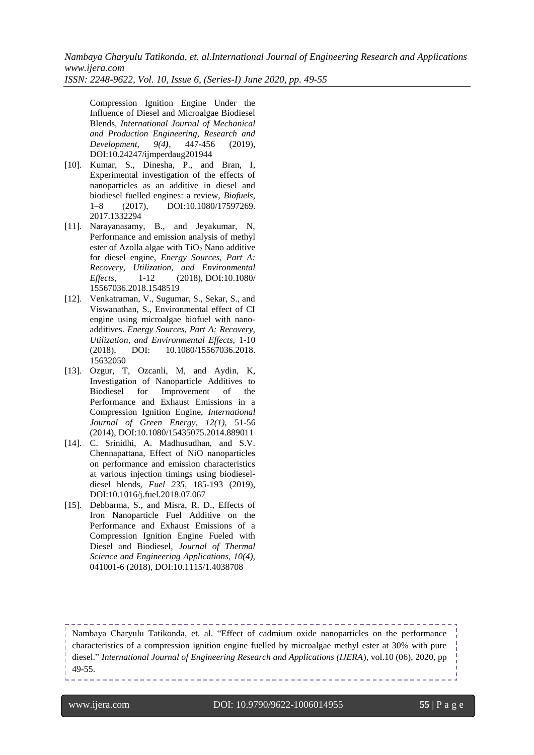Compression Ignition Engine Under the Influence of Diesel and Microalgae Biodiesel Blends, *International Journal of Mechanical and Production Engineering, Research and Development, 9(4)*, 447-456 (2019), DOI:10.24247/ijmperdaug201944

[10]. Kumar, S., Dinesha, P., and Bran, I, Experimental investigation of the effects of nanoparticles as an additive in diesel and biodiesel fuelled engines: a review, *Biofuels*, 1–8 (2017), DOI:10.1080/17597269. 2017.1332294

[11]. Narayanasamy, B., and Jeyakumar, N, Performance and emission analysis of methyl ester of Azolla algae with $TiO_2$ Nano additive for diesel engine, *Energy Sources, Part A: Recovery, Utilization, and Environmental Effects*, 1-12 (2018), DOI:10.1080/ 15567036.2018.1548519

[12]. Venkatraman, V., Sugumar, S., Sekar, S., and Viswanathan, S., Environmental effect of CI engine using microalgae biofuel with nano-additives. *Energy Sources, Part A: Recovery, Utilization, and Environmental Effects*, 1-10 (2018), DOI: 10.1080/15567036.2018. 15632050

[13]. Ozgur, T, Ozcanli, M, and Aydin, K, Investigation of Nanoparticle Additives to Biodiesel for Improvement of the Performance and Exhaust Emissions in a Compression Ignition Engine, *International Journal of Green Energy, 12(1)*, 51-56 (2014), DOI:10.1080/15435075.2014.889011

[14]. C. Srinidhi, A. Madhusudhan, and S.V. Chennapattana, Effect of NiO nanoparticles on performance and emission characteristics at various injection timings using biodiesel-diesel blends, *Fuel 235*, 185-193 (2019), DOI:10.1016/j.fuel.2018.07.067

[15]. Debbarma, S., and Misra, R. D., Effects of Iron Nanoparticle Fuel Additive on the Performance and Exhaust Emissions of a Compression Ignition Engine Fueled with Diesel and Biodiesel, *Journal of Thermal Science and Engineering Applications, 10(4)*, 041001-6 (2018), DOI:10.1115/1.4038708

---

Nambaya Charyulu Tatikonda, et. al. "Effect of cadmium oxide nanoparticles on the performance characteristics of a compression ignition engine fuelled by microalgae methyl ester at 30% with pure diesel." *International Journal of Engineering Research and Applications (IJERA)*, vol.10 (06), 2020, pp 49-55.